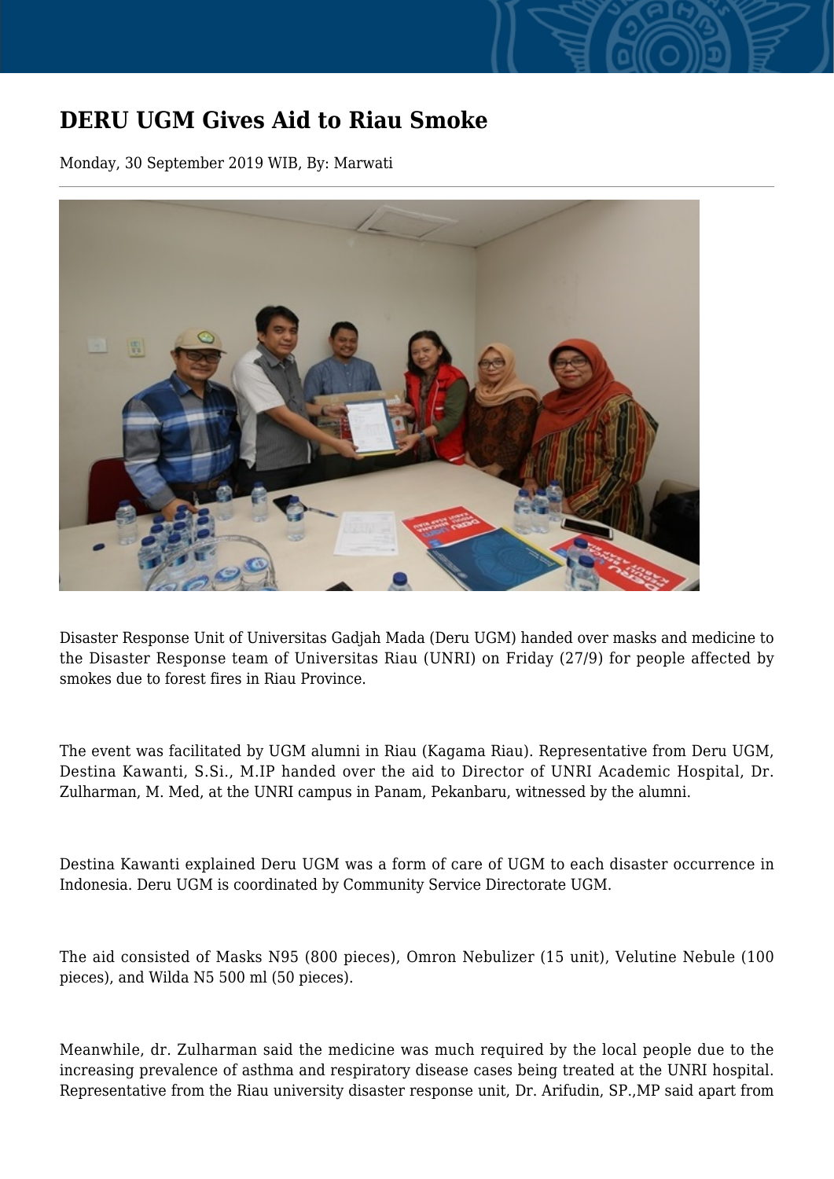# DERU UGM Gives Aid to Riau Smoke

Monday, 30 September 2019 WIB, By: Marwati

Disaster Response Unit of Universitas Gadjah Mada (Deru UGM) handed over masks and medicine to the Disaster Response team of Universitas Riau (UNRI) on Friday (27/9) for people affected by smokes due to forest fires in Riau Province.

The event was facilitated by UGM alumni in Riau (Kagama Riau). Representative from Deru UGM, Destina Kawanti, S.Si., M.IP handed over the aid to Director of UNRI Academic Hospital, Dr. Zulharman, M. Med, at the UNRI campus in Panam, Pekanbaru, witnessed by the alumni.

Destina Kawanti explained Deru UGM was a form of care of UGM to each disaster occurrence in Indonesia. Deru UGM is coordinated by Community Service Directorate UGM.

The aid consisted of Masks N95 (800 pieces), Omron Nebulizer (15 unit), Velutine Nebule (100 pieces), and Wilda N5 500 ml (50 pieces).

Meanwhile, dr. Zulharman said the medicine was much required by the local people due to the increasing prevalence of asthma and respiratory disease cases being treated at the UNRI hospital. Representative from the Riau university disaster response unit, Dr. Arifudin, SP.,MP said apart from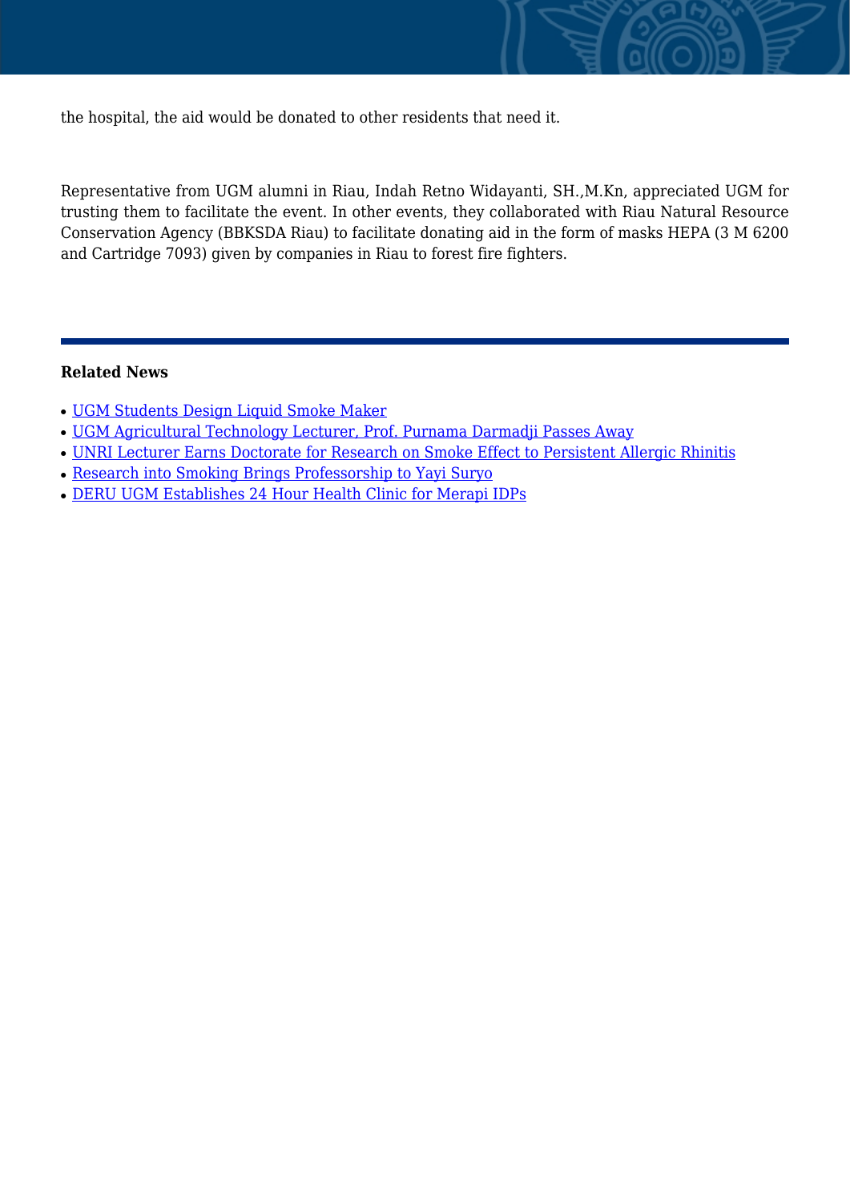the hospital, the aid would be donated to other residents that need it.

Representative from UGM alumni in Riau, Indah Retno Widayanti, SH.,M.Kn, appreciated UGM for trusting them to facilitate the event. In other events, they collaborated with Riau Natural Resource Conservation Agency (BBKSDA Riau) to facilitate donating aid in the form of masks HEPA (3 M 6200 and Cartridge 7093) given by companies in Riau to forest fire fighters.

---

**Related News**

- UGM Students Design Liquid Smoke Maker
- UGM Agricultural Technology Lecturer, Prof. Purnama Darmadji Passes Away
- UNRI Lecturer Earns Doctorate for Research on Smoke Effect to Persistent Allergic Rhinitis
- Research into Smoking Brings Professorship to Yayi Suryo
- DERU UGM Establishes 24 Hour Health Clinic for Merapi IDPs